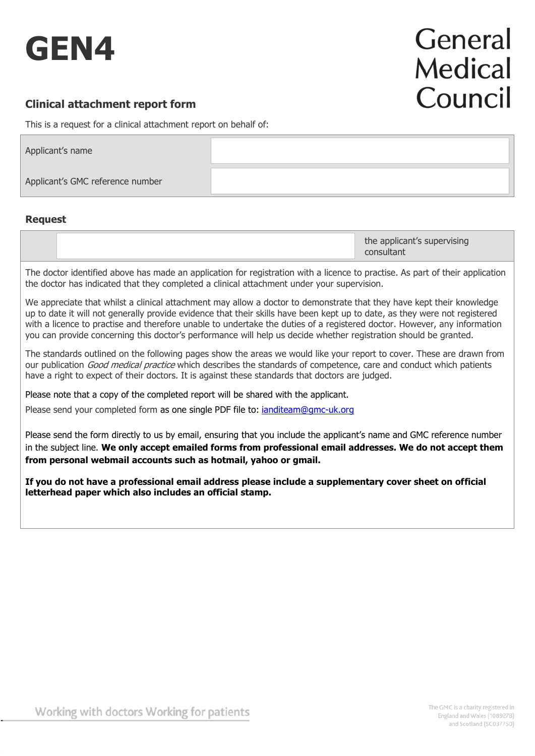# GEN4

General Medical Council

## Clinical attachment report form

This is a request for a clinical attachment report on behalf of:

| | |
|---|---|
| Applicant's name | |
| Applicant's GMC reference number | |

## Request

| | | |
|---|---|---|
| | | the applicant's supervising consultant |

The doctor identified above has made an application for registration with a licence to practise. As part of their application the doctor has indicated that they completed a clinical attachment under your supervision.

We appreciate that whilst a clinical attachment may allow a doctor to demonstrate that they have kept their knowledge up to date it will not generally provide evidence that their skills have been kept up to date, as they were not registered with a licence to practise and therefore unable to undertake the duties of a registered doctor. However, any information you can provide concerning this doctor's performance will help us decide whether registration should be granted.

The standards outlined on the following pages show the areas we would like your report to cover. These are drawn from our publication *Good medical practice* which describes the standards of competence, care and conduct which patients have a right to expect of their doctors. It is against these standards that doctors are judged.

Please note that a copy of the completed report will be shared with the applicant.

Please send your completed form as one single PDF file to: ianditeam@gmc-uk.org

Please send the form directly to us by email, ensuring that you include the applicant's name and GMC reference number in the subject line. **We only accept emailed forms from professional email addresses. We do not accept them from personal webmail accounts such as hotmail, yahoo or gmail.**

**If you do not have a professional email address please include a supplementary cover sheet on official letterhead paper which also includes an official stamp.**

Working with doctors Working for patients

The GMC is a charity registered in England and Wales (1089278) and Scotland (SC037750)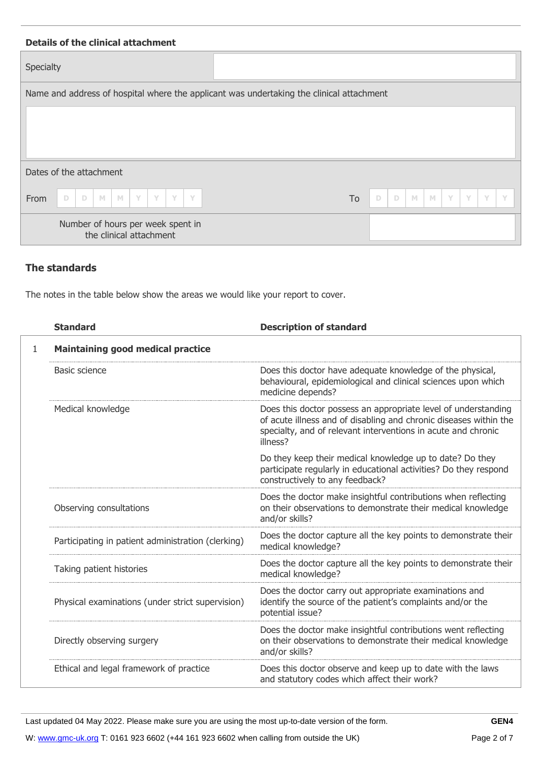### Details of the clinical attachment

| Specialty | |
|---|---|
| Name and address of hospital where the applicant was undertaking the clinical attachment | |

Dates of the attachment

| From | D D M M Y Y Y Y | To | D D M M Y Y Y Y |
|---|---|---|---|
| Number of hours per week spent in the clinical attachment | | | |

### The standards

The notes in the table below show the areas we would like your report to cover.

| | Standard | Description of standard |
|---|---|---|
| 1 | **Maintaining good medical practice** | |
| | Basic science | Does this doctor have adequate knowledge of the physical, behavioural, epidemiological and clinical sciences upon which medicine depends? |
| | Medical knowledge | Does this doctor possess an appropriate level of understanding of acute illness and of disabling and chronic diseases within the specialty, and of relevant interventions in acute and chronic illness?<br><br>Do they keep their medical knowledge up to date? Do they participate regularly in educational activities? Do they respond constructively to any feedback? |
| | Observing consultations | Does the doctor make insightful contributions when reflecting on their observations to demonstrate their medical knowledge and/or skills? |
| | Participating in patient administration (clerking) | Does the doctor capture all the key points to demonstrate their medical knowledge? |
| | Taking patient histories | Does the doctor capture all the key points to demonstrate their medical knowledge? |
| | Physical examinations (under strict supervision) | Does the doctor carry out appropriate examinations and identify the source of the patient's complaints and/or the potential issue? |
| | Directly observing surgery | Does the doctor make insightful contributions went reflecting on their observations to demonstrate their medical knowledge and/or skills? |
| | Ethical and legal framework of practice | Does this doctor observe and keep up to date with the laws and statutory codes which affect their work? |

Last updated 04 May 2022. Please make sure you are using the most up-to-date version of the form. GEN4

W: www.gmc-uk.org T: 0161 923 6602 (+44 161 923 6602 when calling from outside the UK)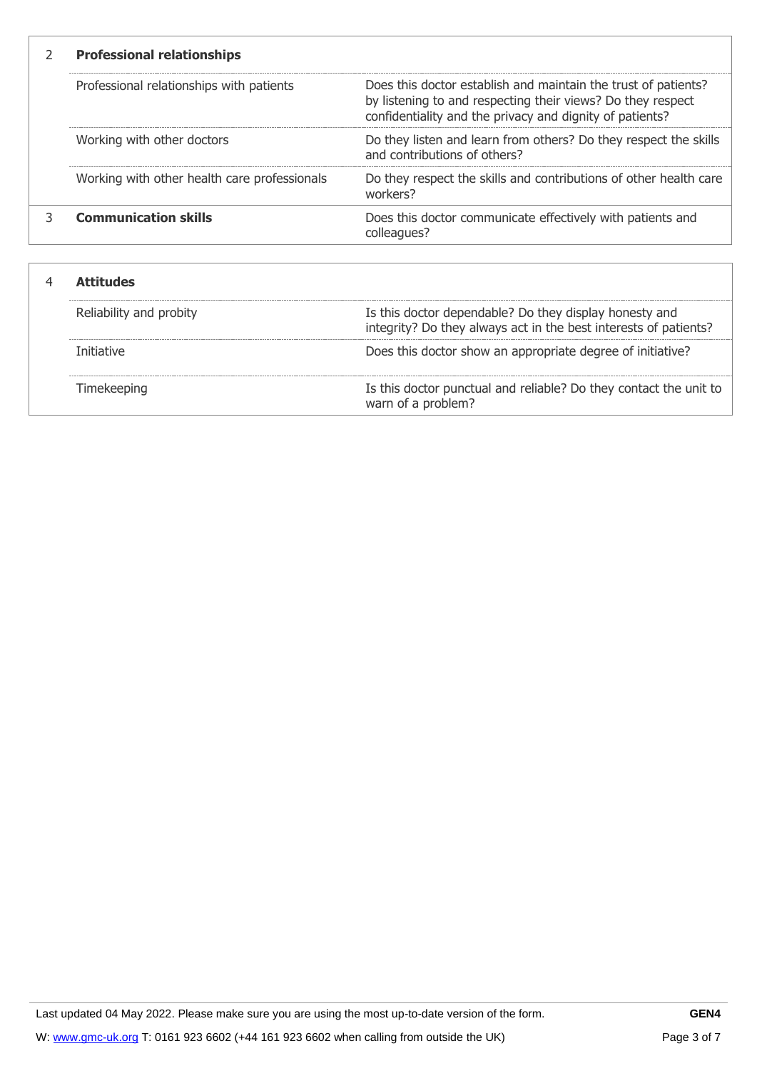| | | |
|---|---|---|
| 2 | **Professional relationships** | |
| | Professional relationships with patients | Does this doctor establish and maintain the trust of patients? by listening to and respecting their views? Do they respect confidentiality and the privacy and dignity of patients? |
| | Working with other doctors | Do they listen and learn from others? Do they respect the skills and contributions of others? |
| | Working with other health care professionals | Do they respect the skills and contributions of other health care workers? |
| 3 | **Communication skills** | Does this doctor communicate effectively with patients and colleagues? |

| | | |
|---|---|---|
| 4 | **Attitudes** | |
| | Reliability and probity | Is this doctor dependable? Do they display honesty and integrity? Do they always act in the best interests of patients? |
| | Initiative | Does this doctor show an appropriate degree of initiative? |
| | Timekeeping | Is this doctor punctual and reliable? Do they contact the unit to warn of a problem? |

Last updated 04 May 2022. Please make sure you are using the most up-to-date version of the form. **GEN4**

W: www.gmc-uk.org T: 0161 923 6602 (+44 161 923 6602 when calling from outside the UK)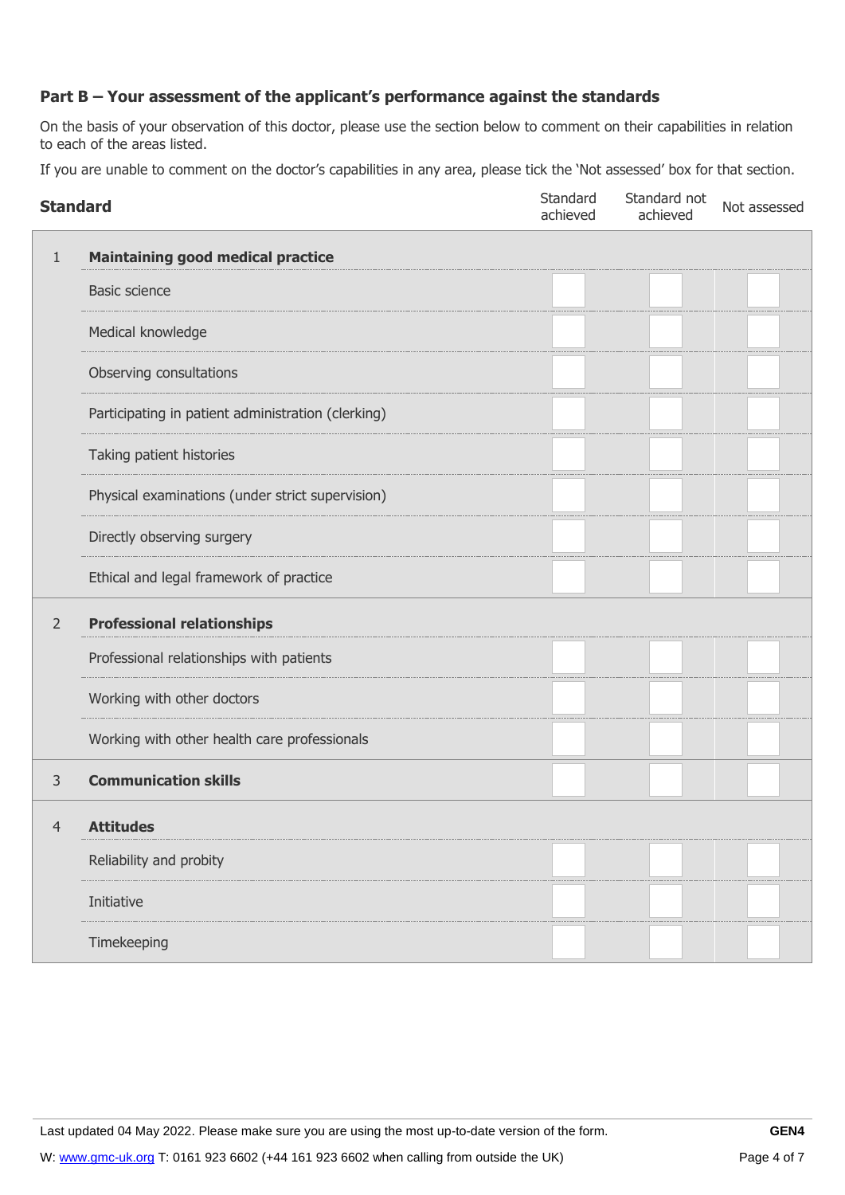## Part B – Your assessment of the applicant's performance against the standards

On the basis of your observation of this doctor, please use the section below to comment on their capabilities in relation to each of the areas listed.

If you are unable to comment on the doctor's capabilities in any area, please tick the 'Not assessed' box for that section.

| | Standard | Standard achieved | Standard not achieved | Not assessed |
|---|---|---|---|---|
| 1 | **Maintaining good medical practice** | | | |
| | Basic science | ☐ | ☐ | ☐ |
| | Medical knowledge | ☐ | ☐ | ☐ |
| | Observing consultations | ☐ | ☐ | ☐ |
| | Participating in patient administration (clerking) | ☐ | ☐ | ☐ |
| | Taking patient histories | ☐ | ☐ | ☐ |
| | Physical examinations (under strict supervision) | ☐ | ☐ | ☐ |
| | Directly observing surgery | ☐ | ☐ | ☐ |
| | Ethical and legal framework of practice | ☐ | ☐ | ☐ |
| 2 | **Professional relationships** | | | |
| | Professional relationships with patients | ☐ | ☐ | ☐ |
| | Working with other doctors | ☐ | ☐ | ☐ |
| | Working with other health care professionals | ☐ | ☐ | ☐ |
| 3 | **Communication skills** | ☐ | ☐ | ☐ |
| 4 | **Attitudes** | | | |
| | Reliability and probity | ☐ | ☐ | ☐ |
| | Initiative | ☐ | ☐ | ☐ |
| | Timekeeping | ☐ | ☐ | ☐ |

Last updated 04 May 2022. Please make sure you are using the most up-to-date version of the form. GEN4

W: www.gmc-uk.org T: 0161 923 6602 (+44 161 923 6602 when calling from outside the UK)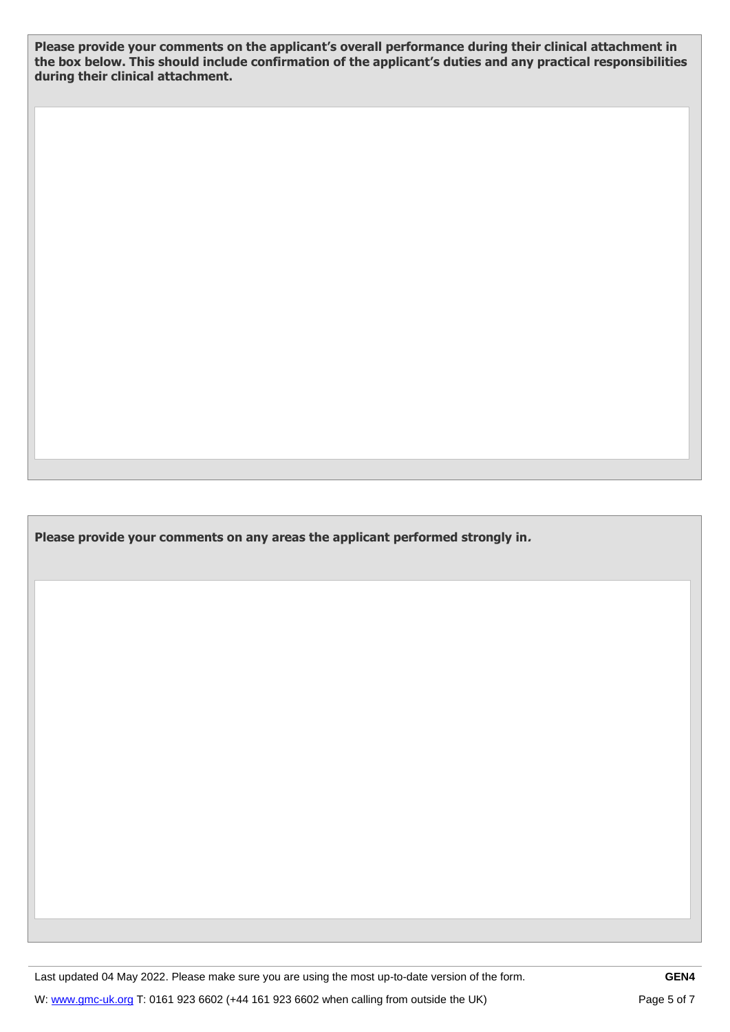**Please provide your comments on the applicant's overall performance during their clinical attachment in the box below. This should include confirmation of the applicant's duties and any practical responsibilities during their clinical attachment.**

**Please provide your comments on any areas the applicant performed strongly in.**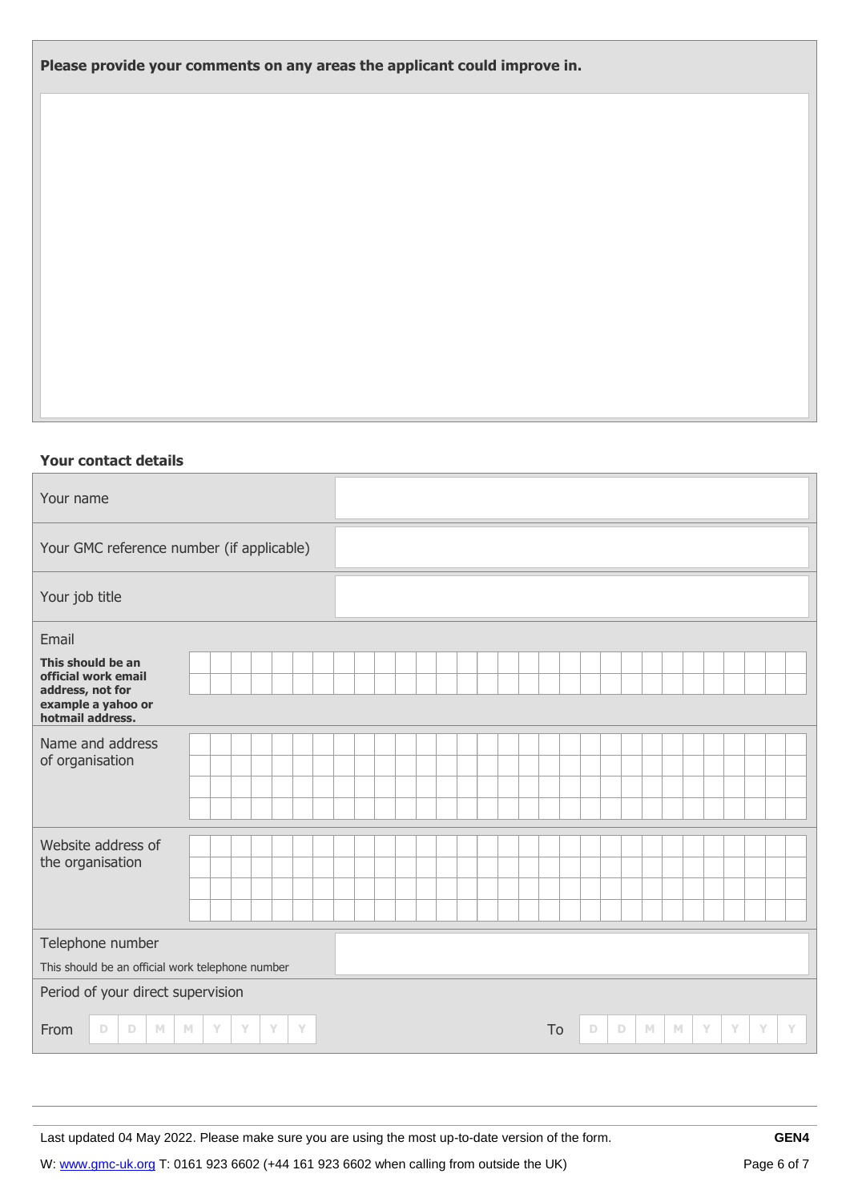**Please provide your comments on any areas the applicant could improve in.**

| |
|---|
| |

### Your contact details

| | |
|---|---|
| Your name | |
| Your GMC reference number (if applicable) | |
| Your job title | |
| Email<br>**This should be an official work email address, not for example a yahoo or hotmail address.** | |
| Name and address of organisation | |
| Website address of the organisation | |
| Telephone number<br>This should be an official work telephone number | |
| Period of your direct supervision | |
| From D D M M Y Y Y Y | To D D M M Y Y Y Y |

Last updated 04 May 2022. Please make sure you are using the most up-to-date version of the form. **GEN4**

W: www.gmc-uk.org T: 0161 923 6602 (+44 161 923 6602 when calling from outside the UK)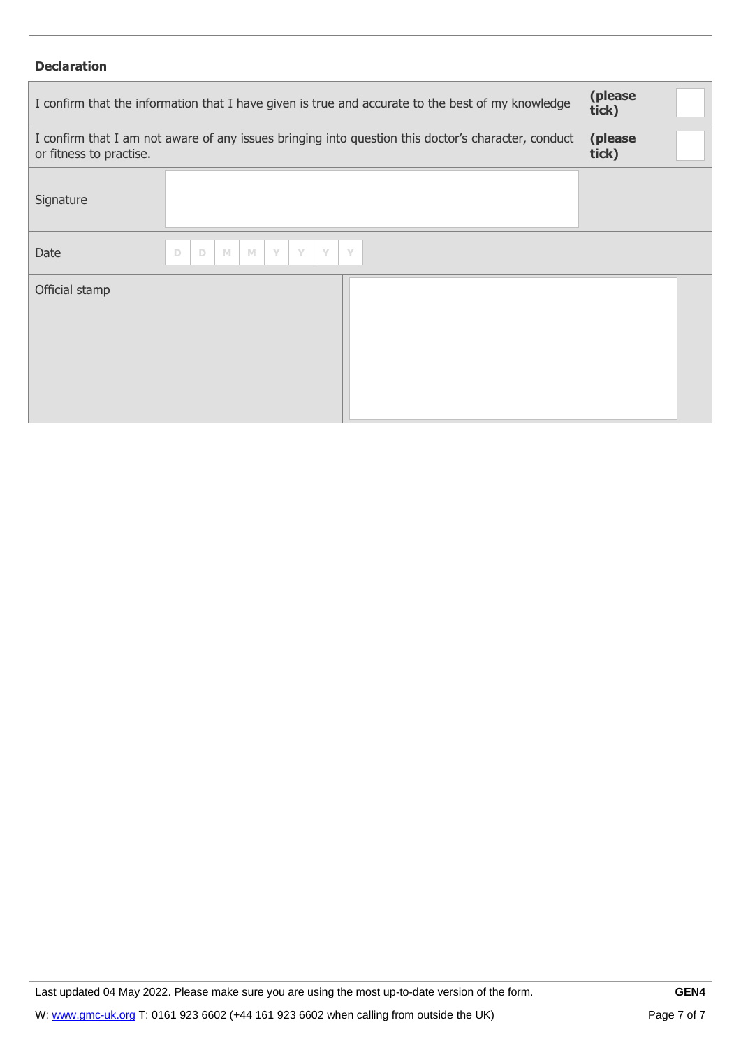**Declaration**

| | | |
|---|---|---|
| I confirm that the information that I have given is true and accurate to the best of my knowledge | **(please tick)** | |
| I confirm that I am not aware of any issues bringing into question this doctor's character, conduct or fitness to practise. | **(please tick)** | |
| Signature | | |
| Date | D D M M Y Y Y Y | |
| Official stamp | | |

Last updated 04 May 2022. Please make sure you are using the most up-to-date version of the form.

GEN4

W: www.gmc-uk.org T: 0161 923 6602 (+44 161 923 6602 when calling from outside the UK)